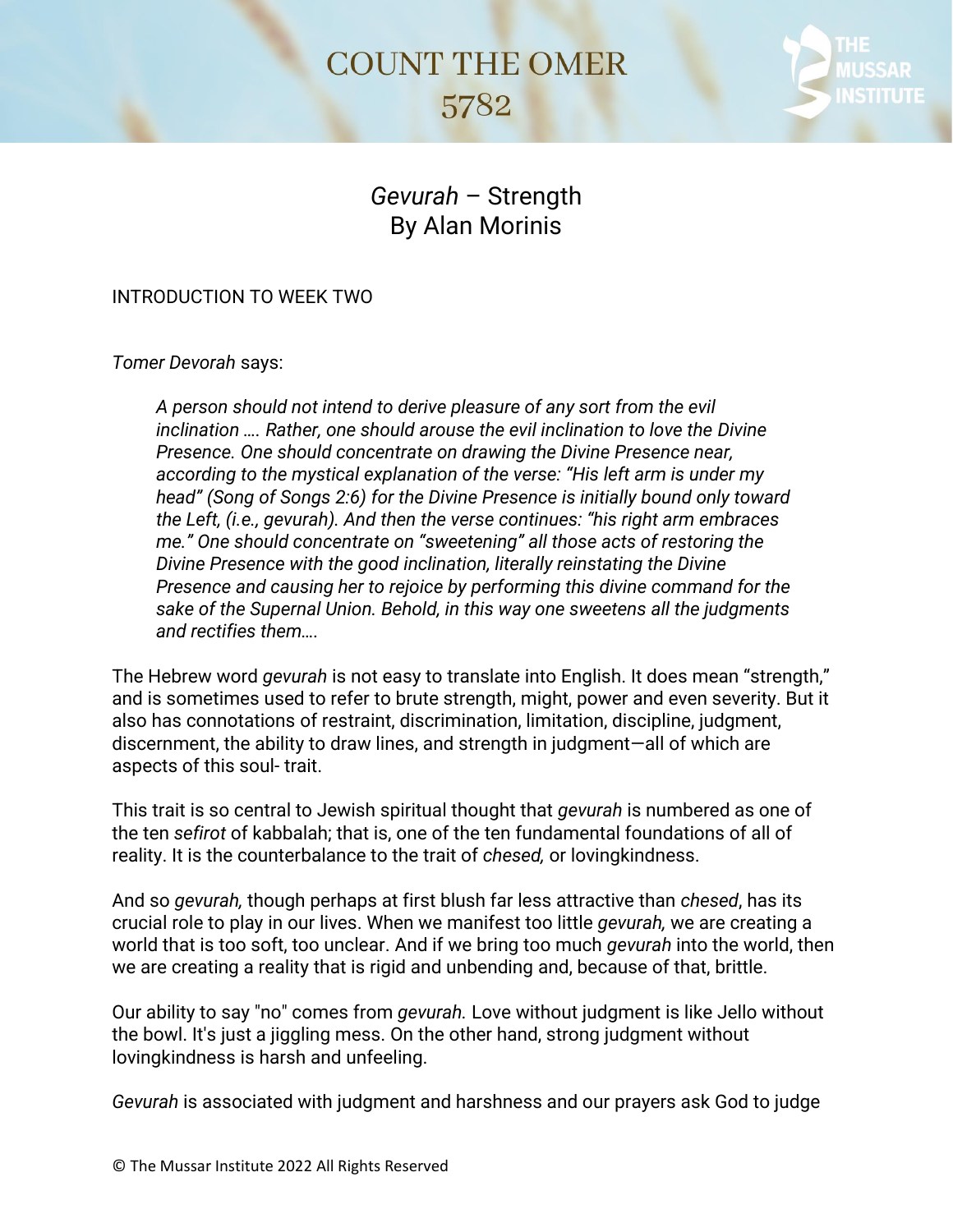# COUNT THE OMER
# 5782

## *Gevurah* – Strength
## By Alan Morinis

INTRODUCTION TO WEEK TWO

*Tomer Devorah* says:

> *A person should not intend to derive pleasure of any sort from the evil inclination …. Rather, one should arouse the evil inclination to love the Divine Presence. One should concentrate on drawing the Divine Presence near, according to the mystical explanation of the verse: "His left arm is under my head" (Song of Songs 2:6) for the Divine Presence is initially bound only toward the Left, (i.e., gevurah). And then the verse continues: "his right arm embraces me." One should concentrate on "sweetening" all those acts of restoring the Divine Presence with the good inclination, literally reinstating the Divine Presence and causing her to rejoice by performing this divine command for the sake of the Supernal Union. Behold, in this way one sweetens all the judgments and rectifies them….*

The Hebrew word *gevurah* is not easy to translate into English. It does mean "strength," and is sometimes used to refer to brute strength, might, power and even severity. But it also has connotations of restraint, discrimination, limitation, discipline, judgment, discernment, the ability to draw lines, and strength in judgment—all of which are aspects of this soul- trait.

This trait is so central to Jewish spiritual thought that *gevurah* is numbered as one of the ten *sefirot* of kabbalah; that is, one of the ten fundamental foundations of all of reality. It is the counterbalance to the trait of *chesed,* or lovingkindness.

And so *gevurah,* though perhaps at first blush far less attractive than *chesed*, has its crucial role to play in our lives. When we manifest too little *gevurah,* we are creating a world that is too soft, too unclear. And if we bring too much *gevurah* into the world, then we are creating a reality that is rigid and unbending and, because of that, brittle.

Our ability to say "no" comes from *gevurah.* Love without judgment is like Jello without the bowl. It's just a jiggling mess. On the other hand, strong judgment without lovingkindness is harsh and unfeeling.

*Gevurah* is associated with judgment and harshness and our prayers ask God to judge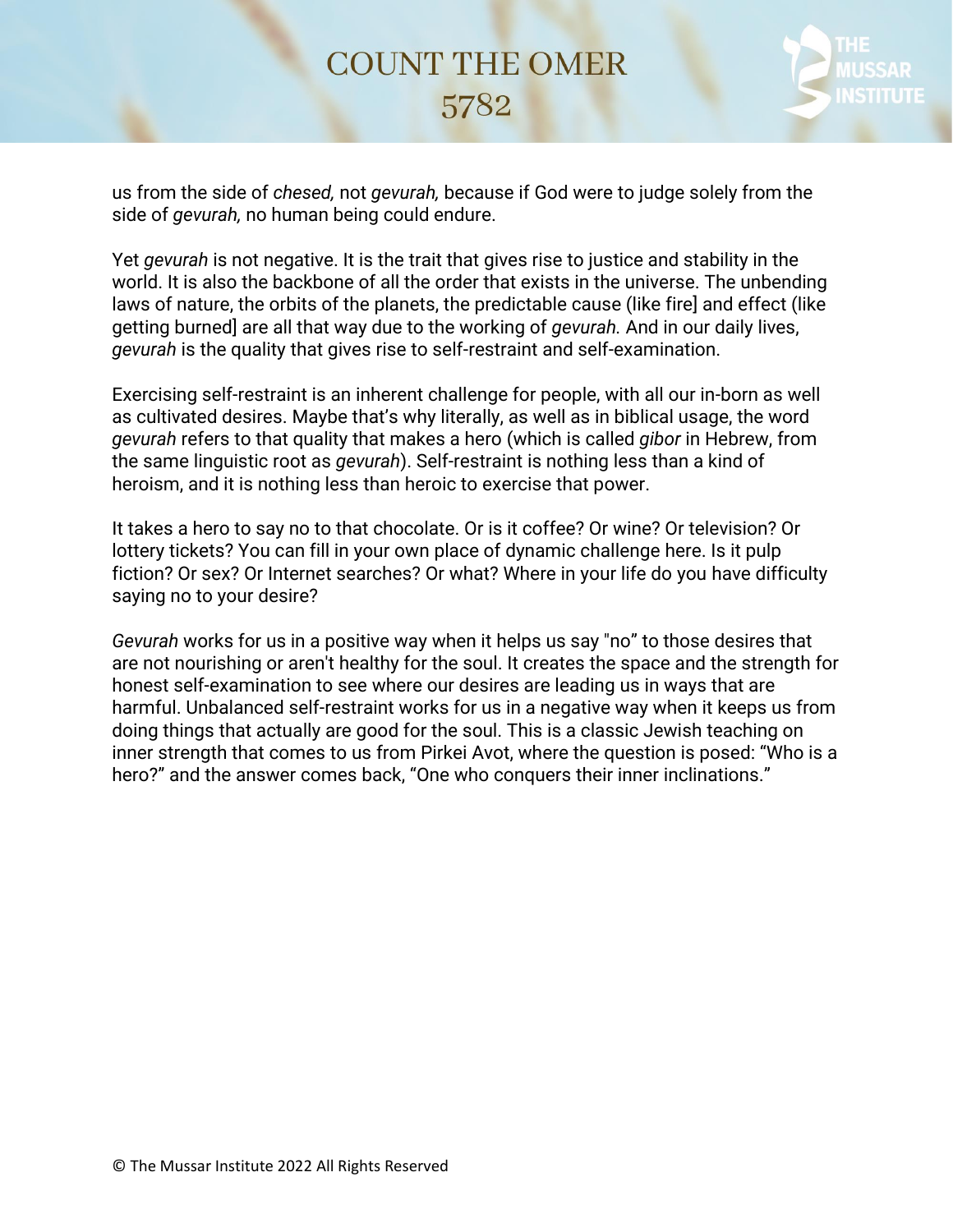us from the side of *chesed,* not *gevurah,* because if God were to judge solely from the side of *gevurah,* no human being could endure.

Yet *gevurah* is not negative. It is the trait that gives rise to justice and stability in the world. It is also the backbone of all the order that exists in the universe. The unbending laws of nature, the orbits of the planets, the predictable cause (like fire] and effect (like getting burned] are all that way due to the working of *gevurah.* And in our daily lives, *gevurah* is the quality that gives rise to self-restraint and self-examination.

Exercising self-restraint is an inherent challenge for people, with all our in-born as well as cultivated desires. Maybe that's why literally, as well as in biblical usage, the word *gevurah* refers to that quality that makes a hero (which is called *gibor* in Hebrew, from the same linguistic root as *gevurah*). Self-restraint is nothing less than a kind of heroism, and it is nothing less than heroic to exercise that power.

It takes a hero to say no to that chocolate. Or is it coffee? Or wine? Or television? Or lottery tickets? You can fill in your own place of dynamic challenge here. Is it pulp fiction? Or sex? Or Internet searches? Or what? Where in your life do you have difficulty saying no to your desire?

*Gevurah* works for us in a positive way when it helps us say "no" to those desires that are not nourishing or aren't healthy for the soul. It creates the space and the strength for honest self-examination to see where our desires are leading us in ways that are harmful. Unbalanced self-restraint works for us in a negative way when it keeps us from doing things that actually are good for the soul. This is a classic Jewish teaching on inner strength that comes to us from Pirkei Avot, where the question is posed: "Who is a hero?" and the answer comes back, "One who conquers their inner inclinations."